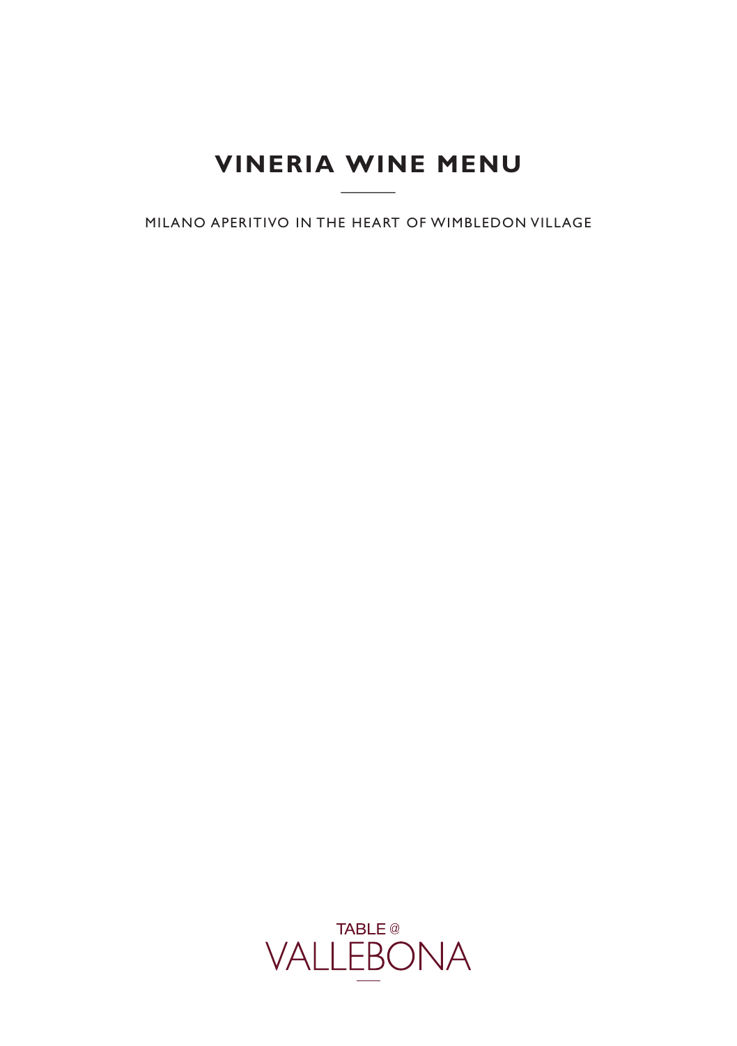# VINERIA WINE MENU

MILANO APERITIVO IN THE HEART OF WIMBLEDON VILLAGE

TABLE @
VALLEBONA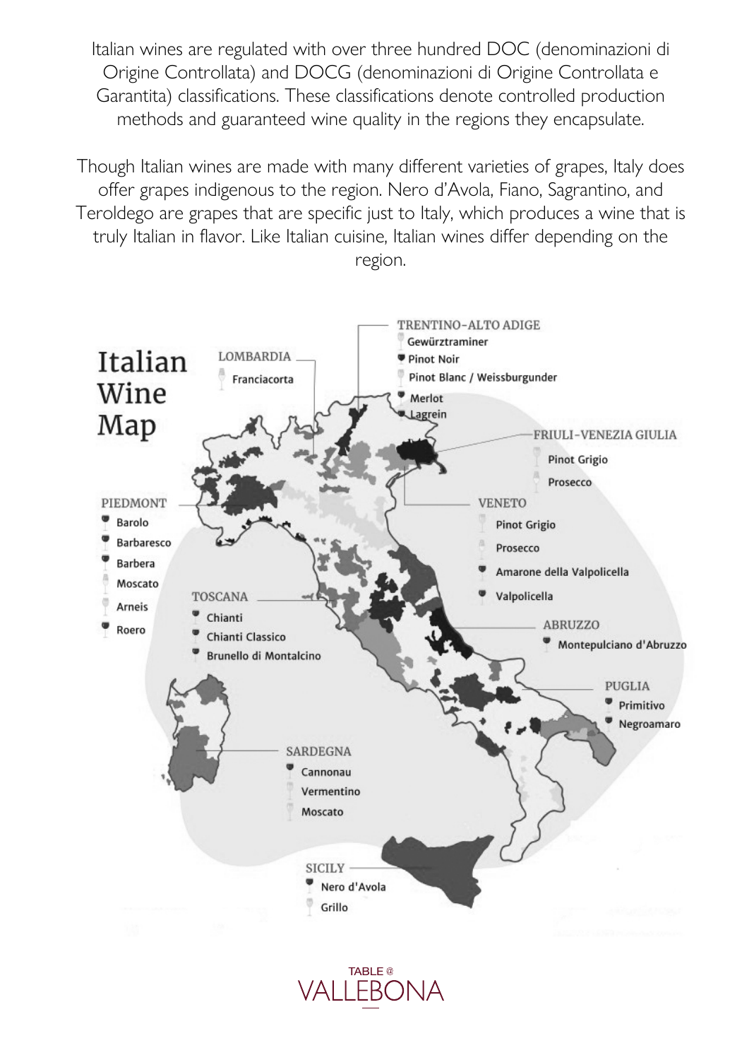Italian wines are regulated with over three hundred DOC (denominazioni di Origine Controllata) and DOCG (denominazioni di Origine Controllata e Garantita) classifications. These classifications denote controlled production methods and guaranteed wine quality in the regions they encapsulate.

Though Italian wines are made with many different varieties of grapes, Italy does offer grapes indigenous to the region. Nero d'Avola, Fiano, Sagrantino, and Teroldego are grapes that are specific just to Italy, which produces a wine that is truly Italian in flavor. Like Italian cuisine, Italian wines differ depending on the region.

# Italian Wine Map

**LOMBARDIA**
- Franciacorta

**TRENTINO-ALTO ADIGE**
- Gewürztraminer
- Pinot Noir
- Pinot Blanc / Weissburgunder
- Merlot
- Lagrein

**FRIULI-VENEZIA GIULIA**
- Pinot Grigio
- Prosecco

**PIEDMONT**
- Barolo
- Barbaresco
- Barbera
- Moscato
- Arneis
- Roero

**VENETO**
- Pinot Grigio
- Prosecco
- Amarone della Valpolicella
- Valpolicella

**TOSCANA**
- Chianti
- Chianti Classico
- Brunello di Montalcino

**ABRUZZO**
- Montepulciano d'Abruzzo

**PUGLIA**
- Primitivo
- Negroamaro

**SARDEGNA**
- Cannonau
- Vermentino
- Moscato

**SICILY**
- Nero d'Avola
- Grillo

TABLE @ VALLEBONA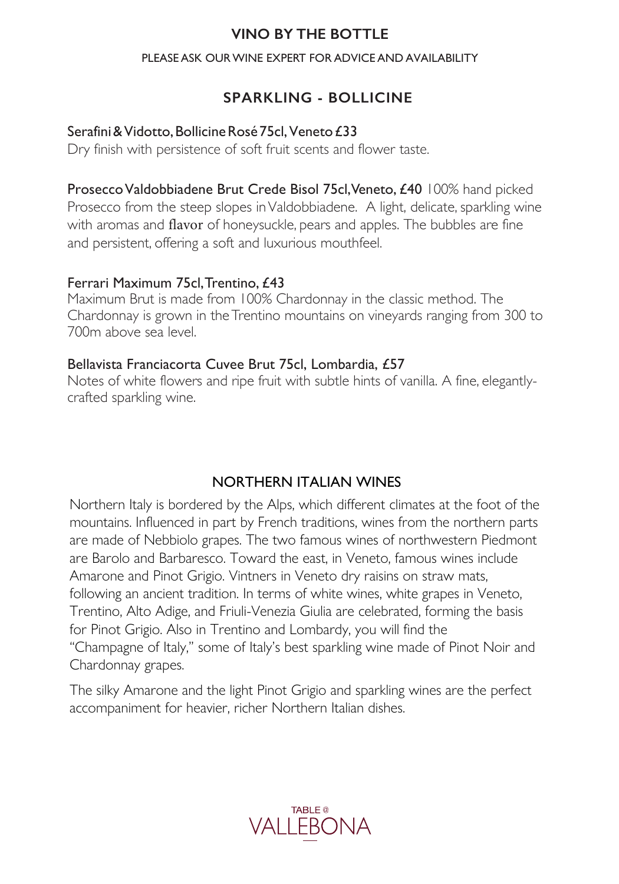# VINO BY THE BOTTLE

PLEASE ASK OUR WINE EXPERT FOR ADVICE AND AVAILABILITY

## SPARKLING - BOLLICINE

**Serafini & Vidotto, Bollicine Rosé 75cl, Veneto £33**
Dry finish with persistence of soft fruit scents and flower taste.

**Prosecco Valdobbiadene Brut Crede Bisol 75cl, Veneto, £40** 100% hand picked Prosecco from the steep slopes in Valdobbiadene. A light, delicate, sparkling wine with aromas and flavor of honeysuckle, pears and apples. The bubbles are fine and persistent, offering a soft and luxurious mouthfeel.

**Ferrari Maximum 75cl, Trentino, £43**
Maximum Brut is made from 100% Chardonnay in the classic method. The Chardonnay is grown in the Trentino mountains on vineyards ranging from 300 to 700m above sea level.

**Bellavista Franciacorta Cuvee Brut 75cl, Lombardia, £57**
Notes of white flowers and ripe fruit with subtle hints of vanilla. A fine, elegantly-crafted sparkling wine.

## NORTHERN ITALIAN WINES

Northern Italy is bordered by the Alps, which different climates at the foot of the mountains. Influenced in part by French traditions, wines from the northern parts are made of Nebbiolo grapes. The two famous wines of northwestern Piedmont are Barolo and Barbaresco. Toward the east, in Veneto, famous wines include Amarone and Pinot Grigio. Vintners in Veneto dry raisins on straw mats, following an ancient tradition. In terms of white wines, white grapes in Veneto, Trentino, Alto Adige, and Friuli-Venezia Giulia are celebrated, forming the basis for Pinot Grigio. Also in Trentino and Lombardy, you will find the "Champagne of Italy," some of Italy's best sparkling wine made of Pinot Noir and Chardonnay grapes.

The silky Amarone and the light Pinot Grigio and sparkling wines are the perfect accompaniment for heavier, richer Northern Italian dishes.

TABLE @ VALLEBONA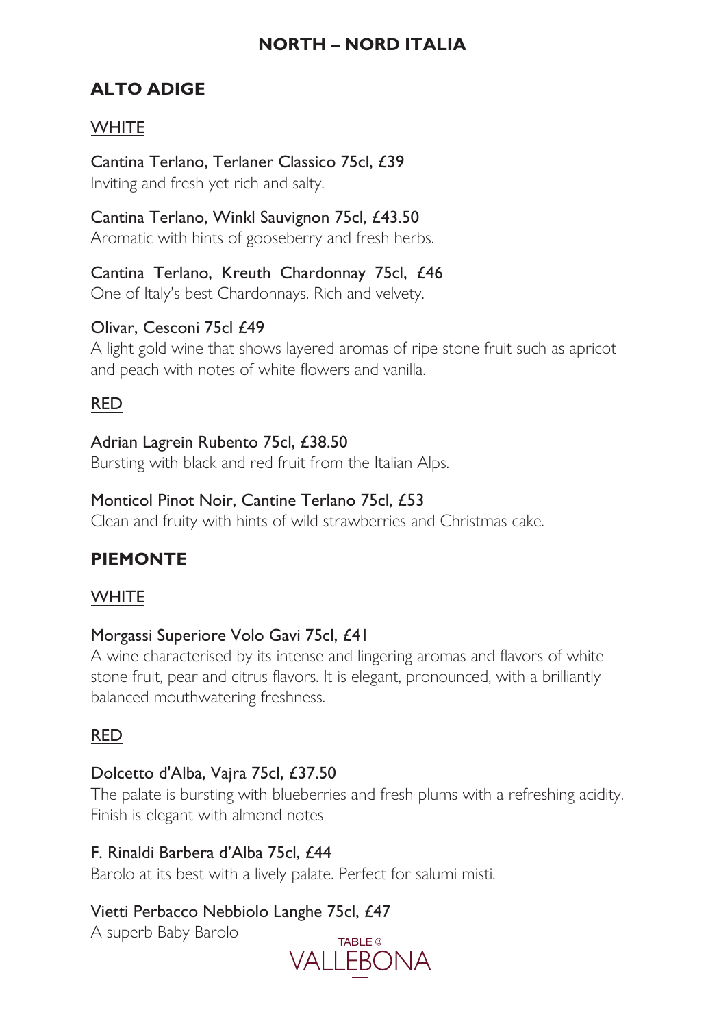# NORTH – NORD ITALIA

## ALTO ADIGE

### WHITE

Cantina Terlano, Terlaner Classico 75cl, £39
Inviting and fresh yet rich and salty.

Cantina Terlano, Winkl Sauvignon 75cl, £43.50
Aromatic with hints of gooseberry and fresh herbs.

Cantina Terlano, Kreuth Chardonnay 75cl, £46
One of Italy's best Chardonnays. Rich and velvety.

Olivar, Cesconi 75cl £49
A light gold wine that shows layered aromas of ripe stone fruit such as apricot and peach with notes of white flowers and vanilla.

### RED

Adrian Lagrein Rubento 75cl, £38.50
Bursting with black and red fruit from the Italian Alps.

Monticol Pinot Noir, Cantine Terlano 75cl, £53
Clean and fruity with hints of wild strawberries and Christmas cake.

## PIEMONTE

### WHITE

Morgassi Superiore Volo Gavi 75cl, £41
A wine characterised by its intense and lingering aromas and flavors of white stone fruit, pear and citrus flavors. It is elegant, pronounced, with a brilliantly balanced mouthwatering freshness.

### RED

Dolcetto d'Alba, Vajra 75cl, £37.50
The palate is bursting with blueberries and fresh plums with a refreshing acidity. Finish is elegant with almond notes

F. Rinaldi Barbera d'Alba 75cl, £44
Barolo at its best with a lively palate. Perfect for salumi misti.

Vietti Perbacco Nebbiolo Langhe 75cl, £47
A superb Baby Barolo

TABLE @ VALLEBONA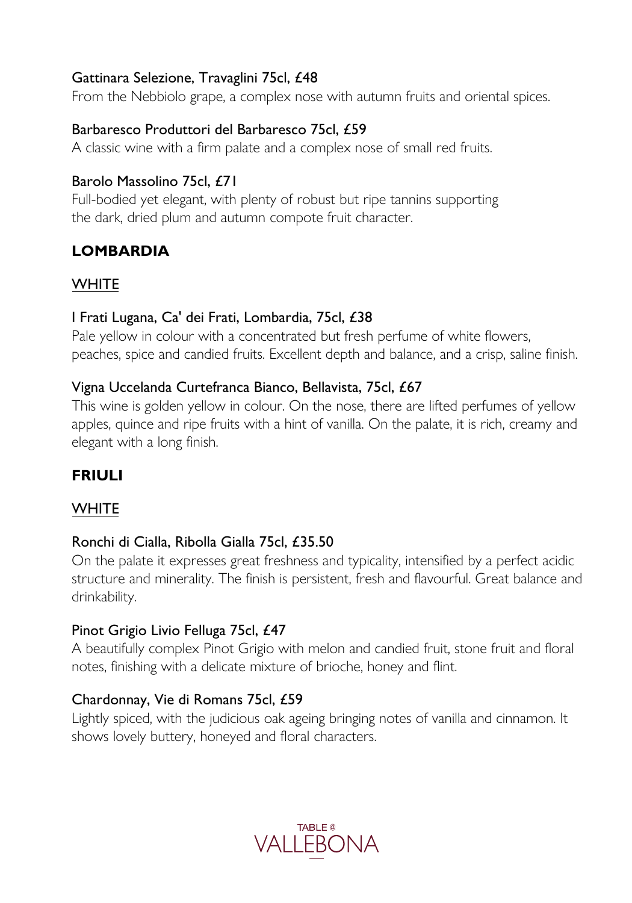Gattinara Selezione, Travaglini 75cl, £48

From the Nebbiolo grape, a complex nose with autumn fruits and oriental spices.

Barbaresco Produttori del Barbaresco 75cl, £59

A classic wine with a firm palate and a complex nose of small red fruits.

Barolo Massolino 75cl, £71

Full-bodied yet elegant, with plenty of robust but ripe tannins supporting the dark, dried plum and autumn compote fruit character.

## LOMBARDIA

### WHITE

I Frati Lugana, Ca' dei Frati, Lombardia, 75cl, £38

Pale yellow in colour with a concentrated but fresh perfume of white flowers, peaches, spice and candied fruits. Excellent depth and balance, and a crisp, saline finish.

Vigna Uccelanda Curtefranca Bianco, Bellavista, 75cl, £67

This wine is golden yellow in colour. On the nose, there are lifted perfumes of yellow apples, quince and ripe fruits with a hint of vanilla. On the palate, it is rich, creamy and elegant with a long finish.

## FRIULI

### WHITE

Ronchi di Cialla, Ribolla Gialla 75cl, £35.50

On the palate it expresses great freshness and typicality, intensified by a perfect acidic structure and minerality. The finish is persistent, fresh and flavourful. Great balance and drinkability.

Pinot Grigio Livio Felluga 75cl, £47

A beautifully complex Pinot Grigio with melon and candied fruit, stone fruit and floral notes, finishing with a delicate mixture of brioche, honey and flint.

Chardonnay, Vie di Romans 75cl, £59

Lightly spiced, with the judicious oak ageing bringing notes of vanilla and cinnamon. It shows lovely buttery, honeyed and floral characters.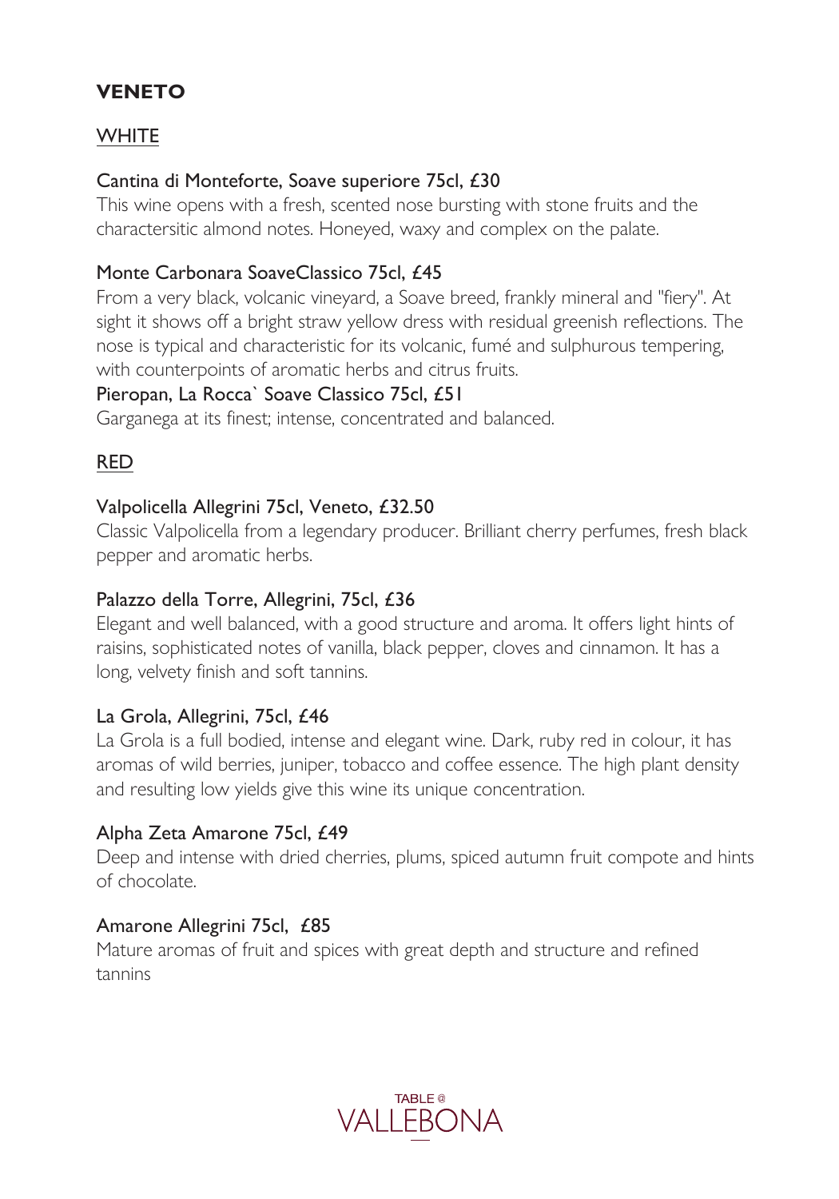# VENETO

## WHITE

### Cantina di Monteforte, Soave superiore 75cl, £30

This wine opens with a fresh, scented nose bursting with stone fruits and the charactersitic almond notes. Honeyed, waxy and complex on the palate.

### Monte Carbonara SoaveClassico 75cl, £45

From a very black, volcanic vineyard, a Soave breed, frankly mineral and "fiery". At sight it shows off a bright straw yellow dress with residual greenish reflections. The nose is typical and characteristic for its volcanic, fumé and sulphurous tempering, with counterpoints of aromatic herbs and citrus fruits.

### Pieropan, La Rocca` Soave Classico 75cl, £51

Garganega at its finest; intense, concentrated and balanced.

## RED

### Valpolicella Allegrini 75cl, Veneto, £32.50

Classic Valpolicella from a legendary producer. Brilliant cherry perfumes, fresh black pepper and aromatic herbs.

### Palazzo della Torre, Allegrini, 75cl, £36

Elegant and well balanced, with a good structure and aroma. It offers light hints of raisins, sophisticated notes of vanilla, black pepper, cloves and cinnamon. It has a long, velvety finish and soft tannins.

### La Grola, Allegrini, 75cl, £46

La Grola is a full bodied, intense and elegant wine. Dark, ruby red in colour, it has aromas of wild berries, juniper, tobacco and coffee essence. The high plant density and resulting low yields give this wine its unique concentration.

### Alpha Zeta Amarone 75cl, £49

Deep and intense with dried cherries, plums, spiced autumn fruit compote and hints of chocolate.

### Amarone Allegrini 75cl, £85

Mature aromas of fruit and spices with great depth and structure and refined tannins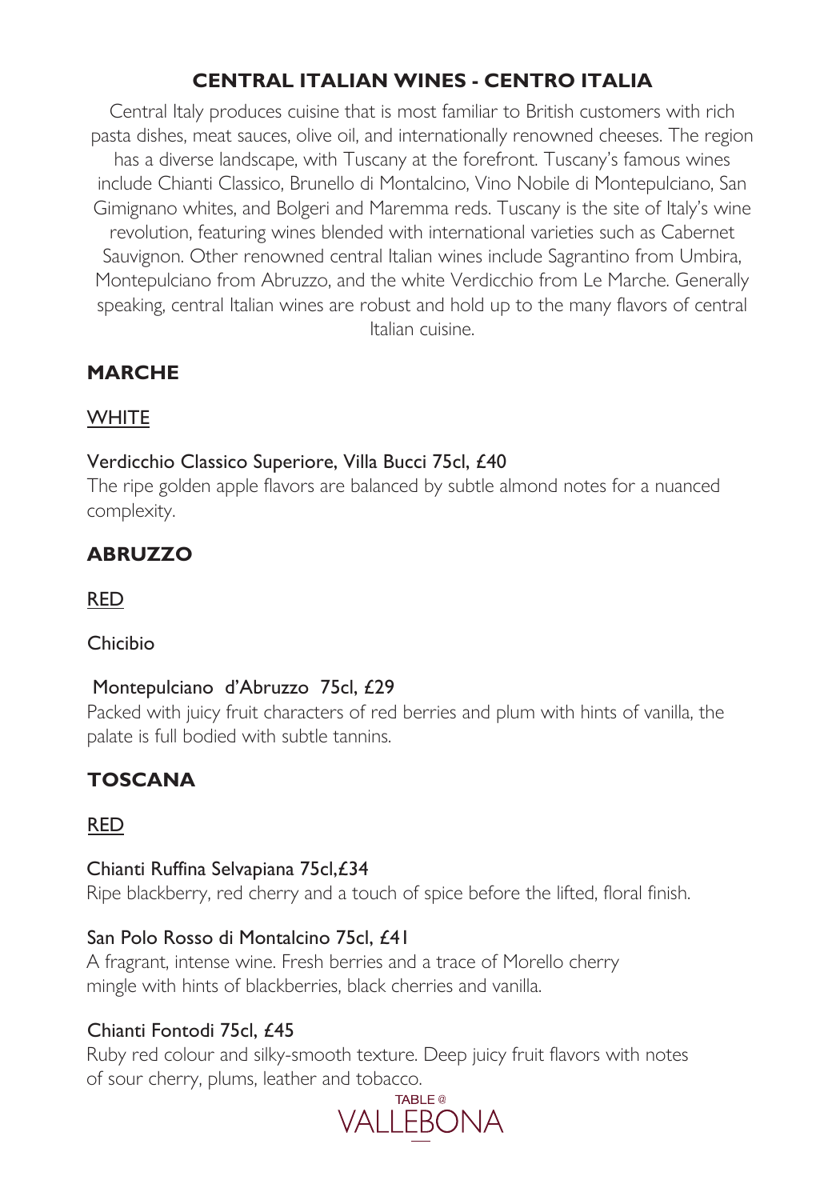# CENTRAL ITALIAN WINES - CENTRO ITALIA

Central Italy produces cuisine that is most familiar to British customers with rich pasta dishes, meat sauces, olive oil, and internationally renowned cheeses. The region has a diverse landscape, with Tuscany at the forefront. Tuscany's famous wines include Chianti Classico, Brunello di Montalcino, Vino Nobile di Montepulciano, San Gimignano whites, and Bolgeri and Maremma reds. Tuscany is the site of Italy's wine revolution, featuring wines blended with international varieties such as Cabernet Sauvignon. Other renowned central Italian wines include Sagrantino from Umbira, Montepulciano from Abruzzo, and the white Verdicchio from Le Marche. Generally speaking, central Italian wines are robust and hold up to the many flavors of central Italian cuisine.

## MARCHE

### WHITE

Verdicchio Classico Superiore, Villa Bucci 75cl, £40

The ripe golden apple flavors are balanced by subtle almond notes for a nuanced complexity.

## ABRUZZO

### RED

Chicibio

Montepulciano d'Abruzzo 75cl, £29

Packed with juicy fruit characters of red berries and plum with hints of vanilla, the palate is full bodied with subtle tannins.

## TOSCANA

### RED

Chianti Ruffina Selvapiana 75cl,£34

Ripe blackberry, red cherry and a touch of spice before the lifted, floral finish.

San Polo Rosso di Montalcino 75cl, £41

A fragrant, intense wine. Fresh berries and a trace of Morello cherry mingle with hints of blackberries, black cherries and vanilla.

Chianti Fontodi 75cl, £45

Ruby red colour and silky-smooth texture. Deep juicy fruit flavors with notes of sour cherry, plums, leather and tobacco.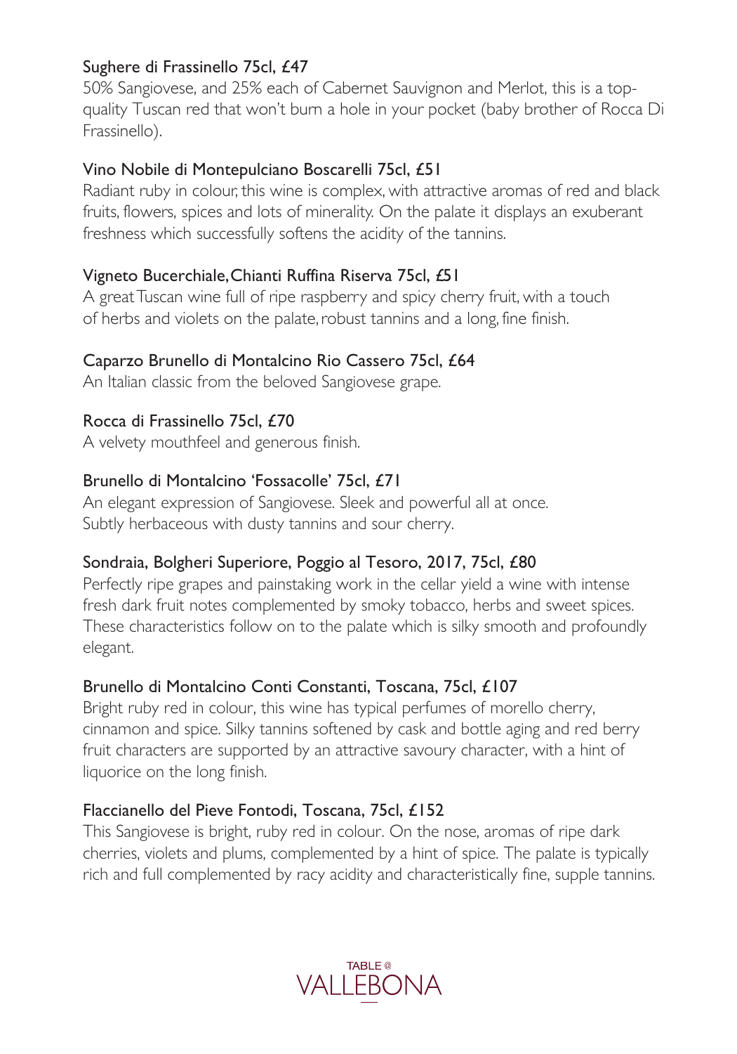### Sughere di Frassinello 75cl, £47

50% Sangiovese, and 25% each of Cabernet Sauvignon and Merlot, this is a top-quality Tuscan red that won't burn a hole in your pocket (baby brother of Rocca Di Frassinello).

### Vino Nobile di Montepulciano Boscarelli 75cl, £51

Radiant ruby in colour, this wine is complex, with attractive aromas of red and black fruits, flowers, spices and lots of minerality. On the palate it displays an exuberant freshness which successfully softens the acidity of the tannins.

### Vigneto Bucerchiale, Chianti Ruffina Riserva 75cl, £51

A great Tuscan wine full of ripe raspberry and spicy cherry fruit, with a touch of herbs and violets on the palate, robust tannins and a long, fine finish.

### Caparzo Brunello di Montalcino Rio Cassero 75cl, £64

An Italian classic from the beloved Sangiovese grape.

### Rocca di Frassinello 75cl, £70

A velvety mouthfeel and generous finish.

### Brunello di Montalcino 'Fossacolle' 75cl, £71

An elegant expression of Sangiovese. Sleek and powerful all at once. Subtly herbaceous with dusty tannins and sour cherry.

### Sondraia, Bolgheri Superiore, Poggio al Tesoro, 2017, 75cl, £80

Perfectly ripe grapes and painstaking work in the cellar yield a wine with intense fresh dark fruit notes complemented by smoky tobacco, herbs and sweet spices. These characteristics follow on to the palate which is silky smooth and profoundly elegant.

### Brunello di Montalcino Conti Constanti, Toscana, 75cl, £107

Bright ruby red in colour, this wine has typical perfumes of morello cherry, cinnamon and spice. Silky tannins softened by cask and bottle aging and red berry fruit characters are supported by an attractive savoury character, with a hint of liquorice on the long finish.

### Flaccianello del Pieve Fontodi, Toscana, 75cl, £152

This Sangiovese is bright, ruby red in colour. On the nose, aromas of ripe dark cherries, violets and plums, complemented by a hint of spice. The palate is typically rich and full complemented by racy acidity and characteristically fine, supple tannins.

TABLE @ VALLEBONA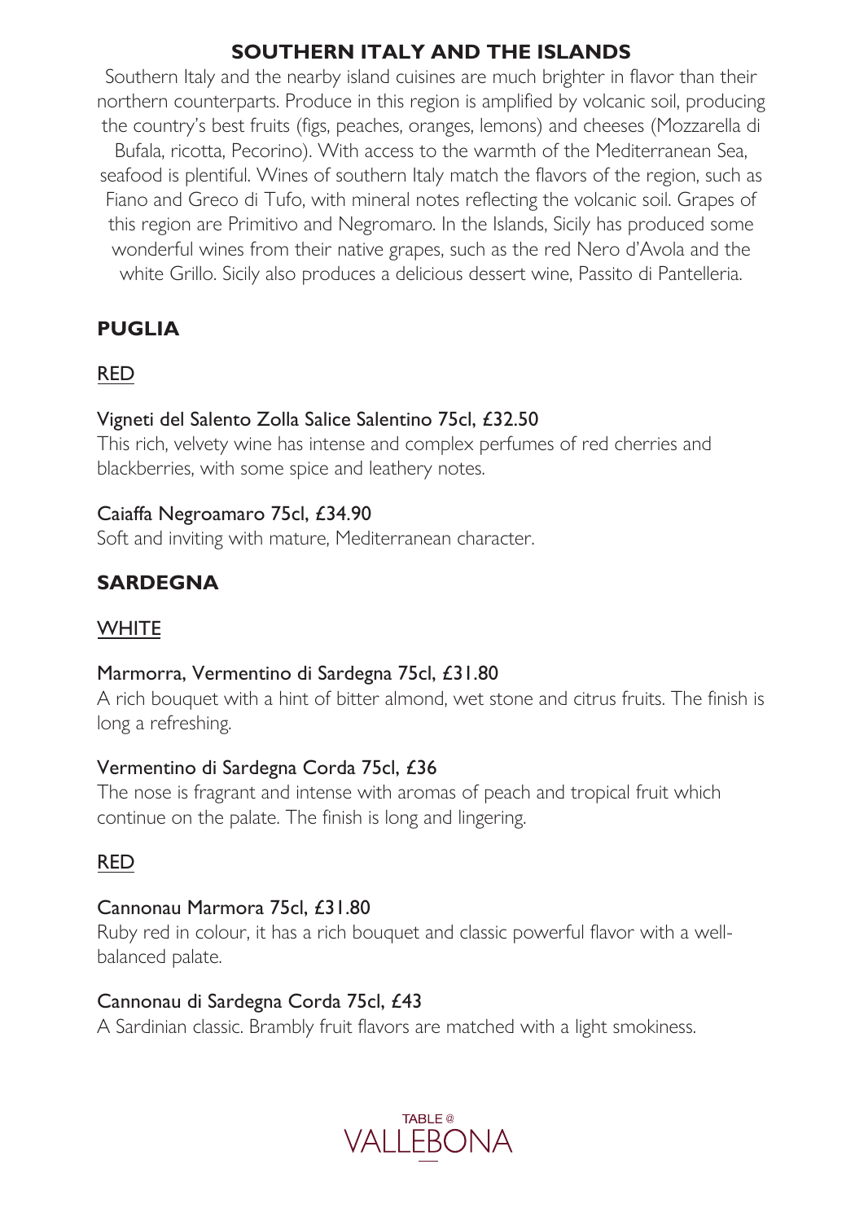## SOUTHERN ITALY AND THE ISLANDS

Southern Italy and the nearby island cuisines are much brighter in flavor than their northern counterparts. Produce in this region is amplified by volcanic soil, producing the country's best fruits (figs, peaches, oranges, lemons) and cheeses (Mozzarella di Bufala, ricotta, Pecorino). With access to the warmth of the Mediterranean Sea, seafood is plentiful. Wines of southern Italy match the flavors of the region, such as Fiano and Greco di Tufo, with mineral notes reflecting the volcanic soil. Grapes of this region are Primitivo and Negromaro. In the Islands, Sicily has produced some wonderful wines from their native grapes, such as the red Nero d'Avola and the white Grillo. Sicily also produces a delicious dessert wine, Passito di Pantelleria.

### PUGLIA

#### RED

Vigneti del Salento Zolla Salice Salentino 75cl, £32.50
This rich, velvety wine has intense and complex perfumes of red cherries and blackberries, with some spice and leathery notes.

Caiaffa Negroamaro 75cl, £34.90
Soft and inviting with mature, Mediterranean character.

### SARDEGNA

#### WHITE

Marmorra, Vermentino di Sardegna 75cl, £31.80
A rich bouquet with a hint of bitter almond, wet stone and citrus fruits. The finish is long a refreshing.

Vermentino di Sardegna Corda 75cl, £36
The nose is fragrant and intense with aromas of peach and tropical fruit which continue on the palate. The finish is long and lingering.

#### RED

Cannonau Marmora 75cl, £31.80
Ruby red in colour, it has a rich bouquet and classic powerful flavor with a well-balanced palate.

Cannonau di Sardegna Corda 75cl, £43
A Sardinian classic. Brambly fruit flavors are matched with a light smokiness.

TABLE @ VALLEBONA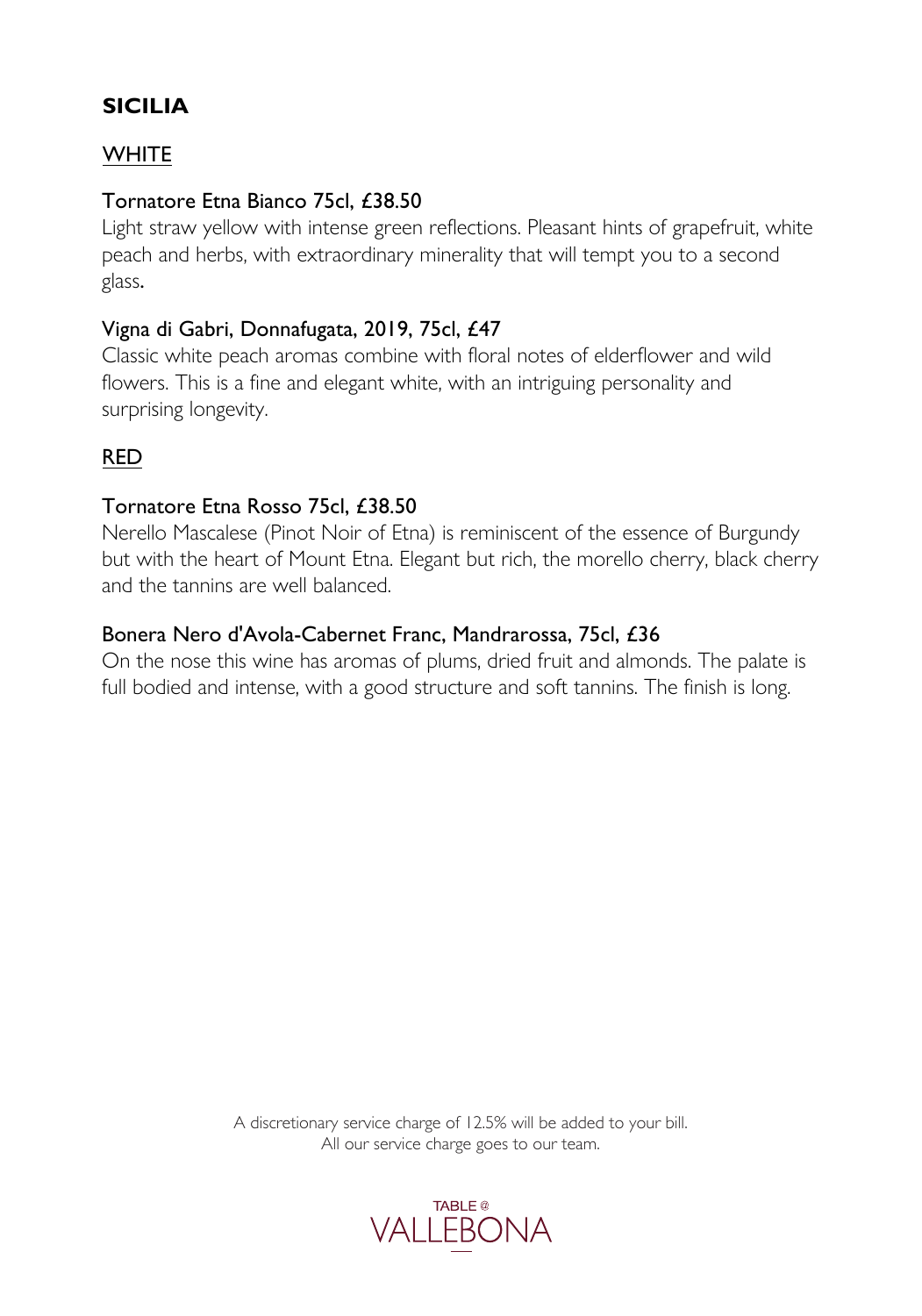# SICILIA

## WHITE

### Tornatore Etna Bianco 75cl, £38.50

Light straw yellow with intense green reflections. Pleasant hints of grapefruit, white peach and herbs, with extraordinary minerality that will tempt you to a second glass.

### Vigna di Gabri, Donnafugata, 2019, 75cl, £47

Classic white peach aromas combine with floral notes of elderflower and wild flowers. This is a fine and elegant white, with an intriguing personality and surprising longevity.

## RED

### Tornatore Etna Rosso 75cl, £38.50

Nerello Mascalese (Pinot Noir of Etna) is reminiscent of the essence of Burgundy but with the heart of Mount Etna. Elegant but rich, the morello cherry, black cherry and the tannins are well balanced.

### Bonera Nero d'Avola-Cabernet Franc, Mandrarossa, 75cl, £36

On the nose this wine has aromas of plums, dried fruit and almonds. The palate is full bodied and intense, with a good structure and soft tannins. The finish is long.

A discretionary service charge of 12.5% will be added to your bill.
All our service charge goes to our team.

TABLE @ VALLEBONA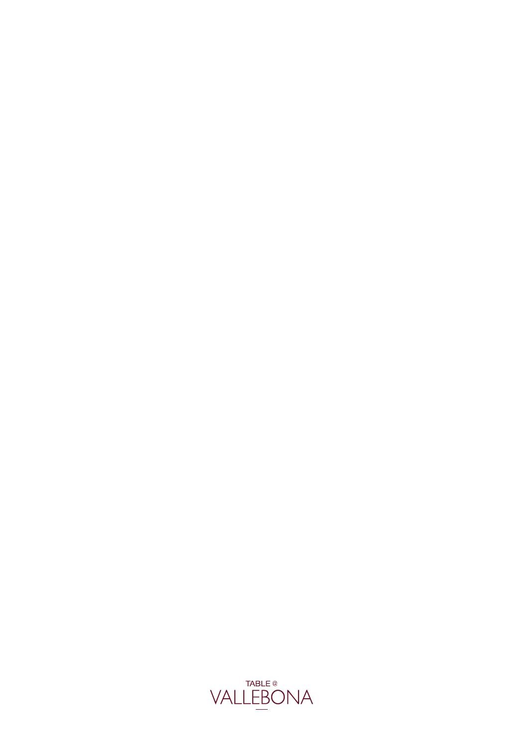TABLE @

VALLEBONA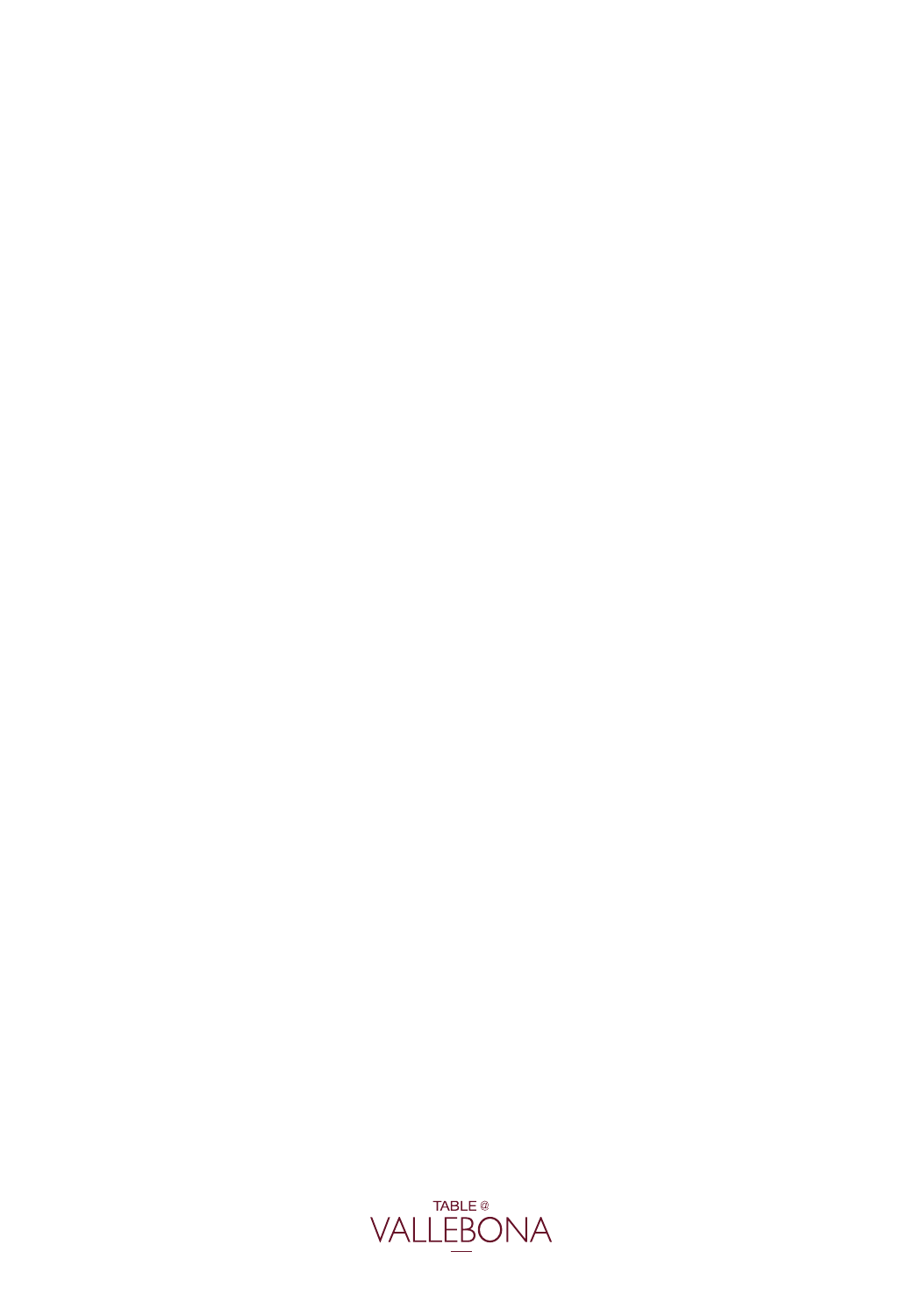TABLE @
VALLEBONA